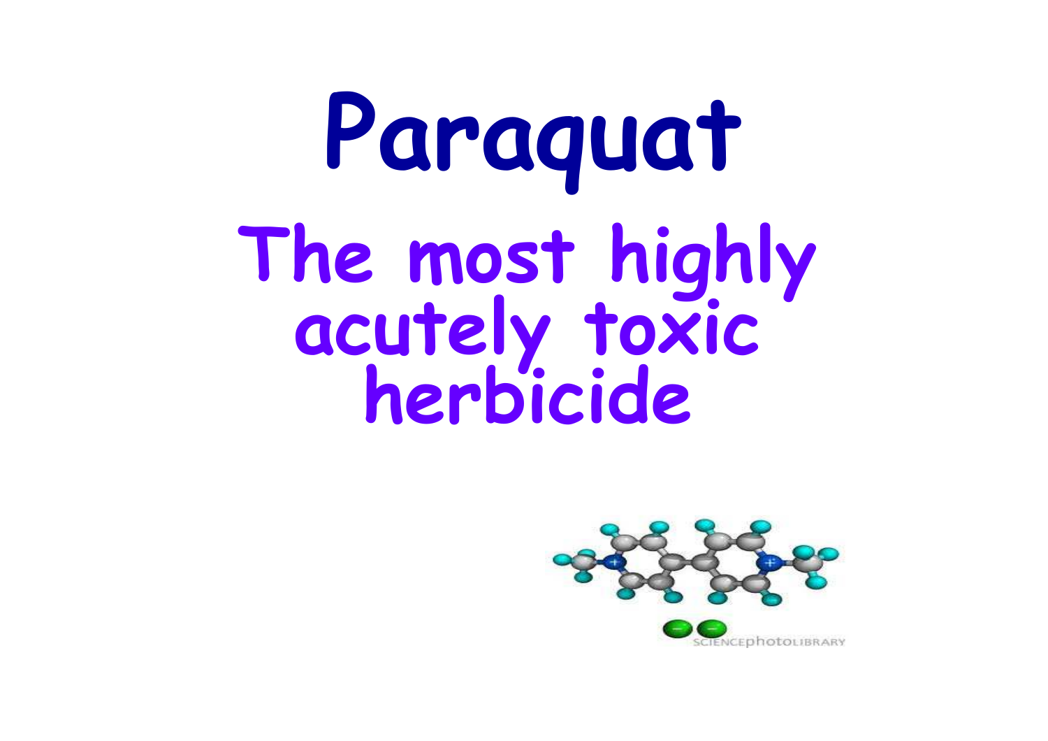# Paraquat

## The most highly acutely toxic herbicide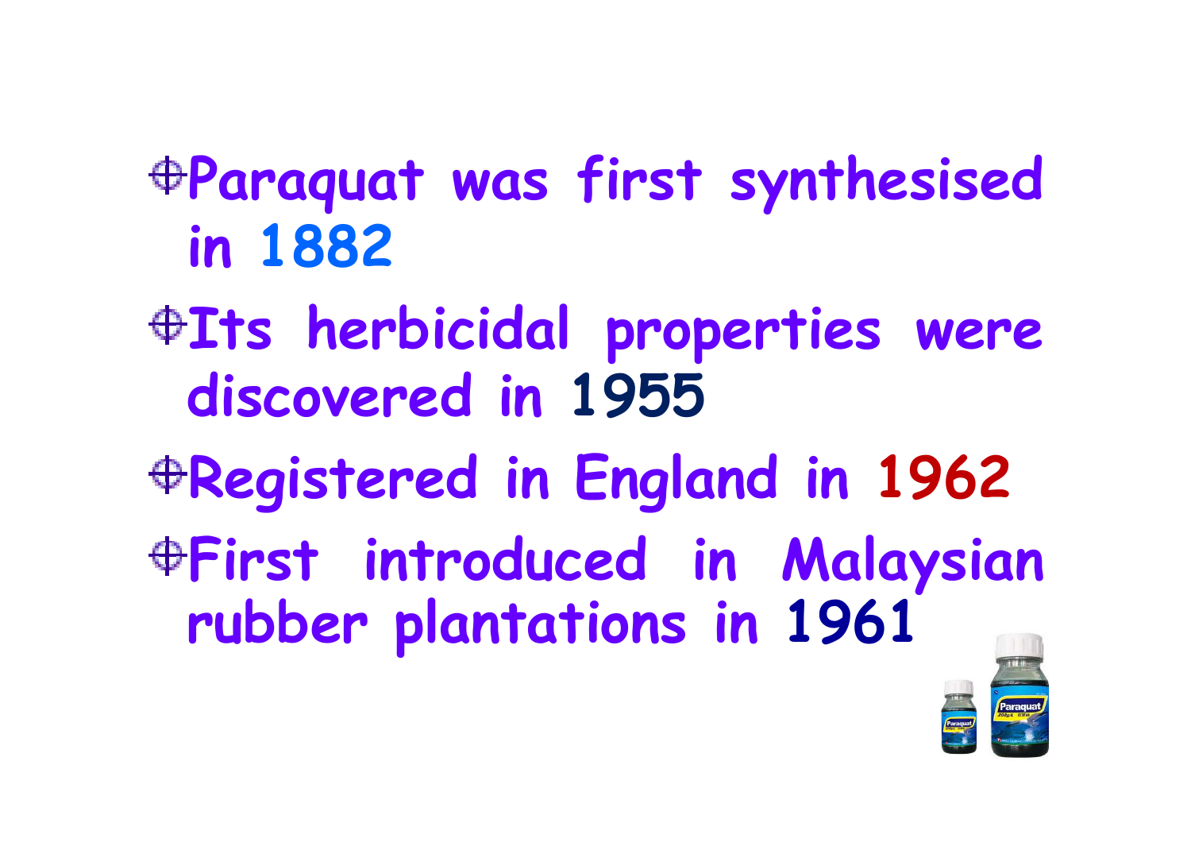- Paraquat was first synthesised in 1882
- Its herbicidal properties were discovered in 1955
- Registered in England in 1962
- First introduced in Malaysian rubber plantations in 1961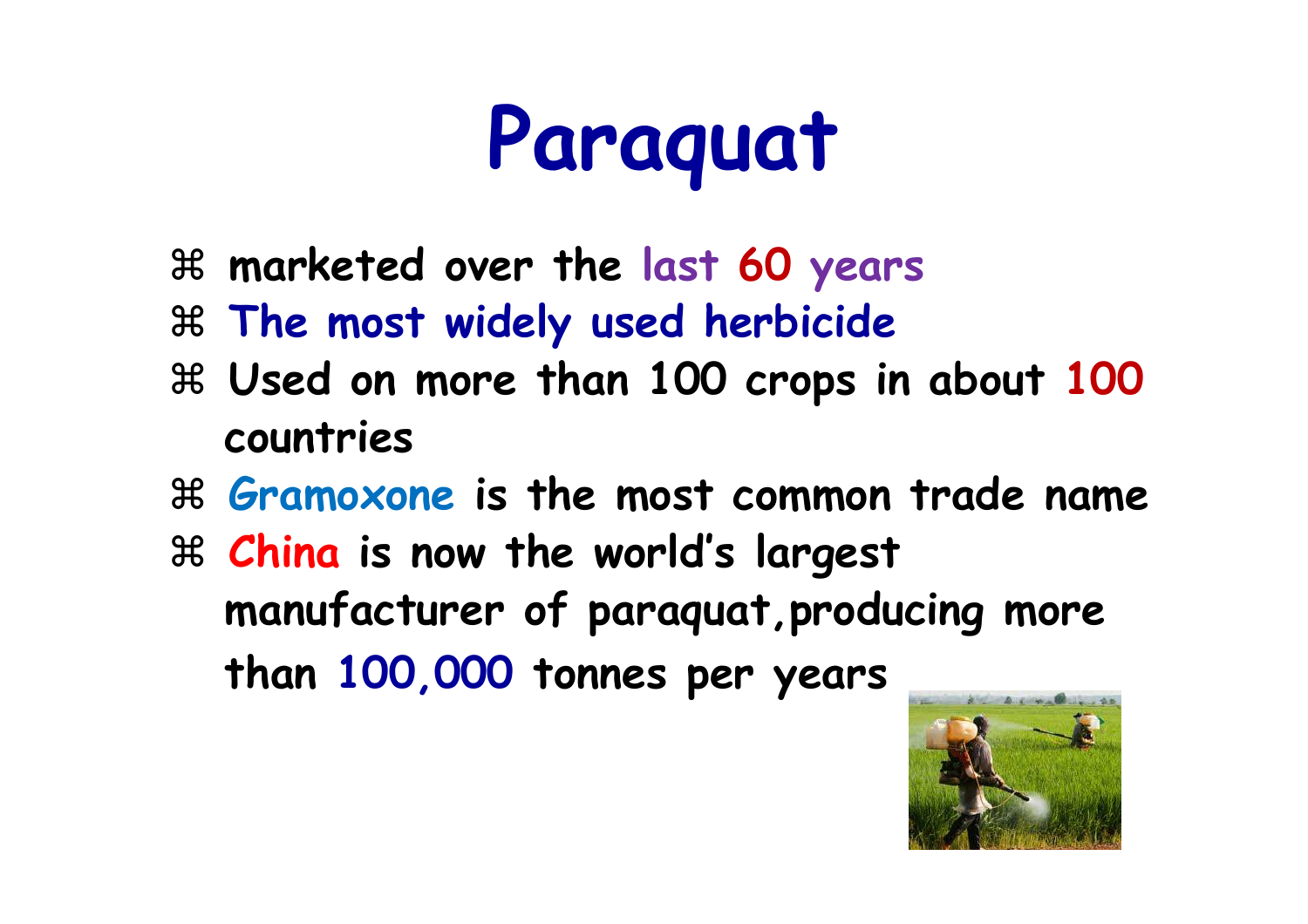# Paraquat

- marketed over the last 60 years
- The most widely used herbicide
- Used on more than 100 crops in about 100 countries
- Gramoxone is the most common trade name
- China is now the world's largest manufacturer of paraquat,producing more than 100,000 tonnes per years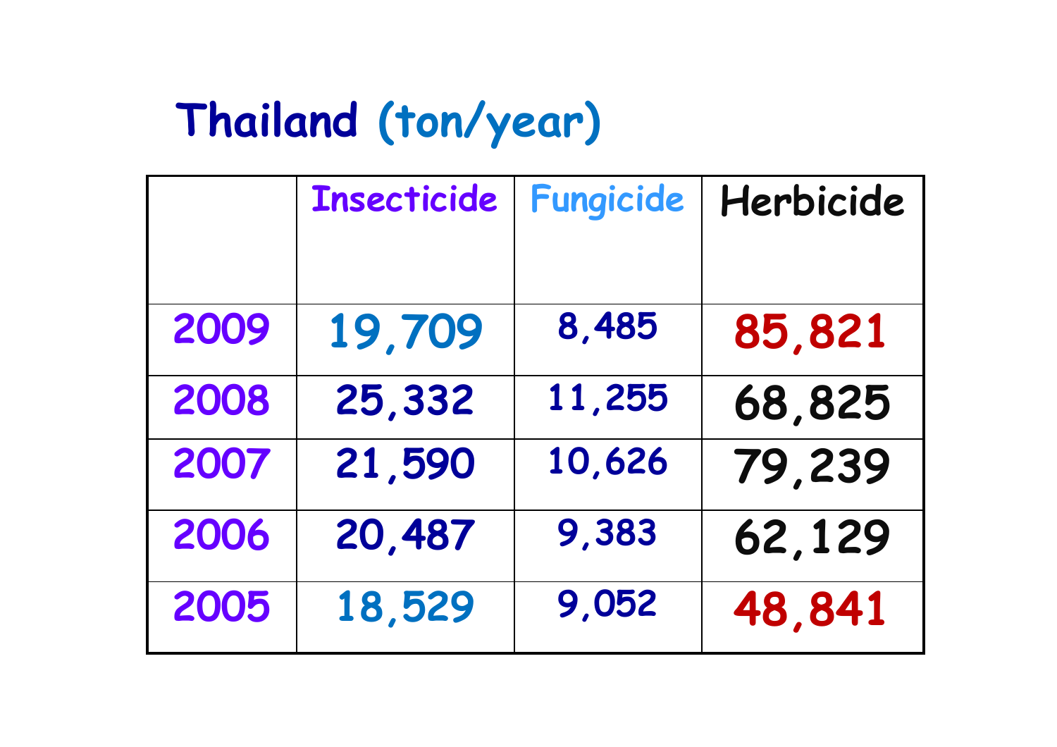# Thailand (ton/year)

| | Insecticide | Fungicide | Herbicide |
|---|---|---|---|
| 2009 | 19,709 | 8,485 | 85,821 |
| 2008 | 25,332 | 11,255 | 68,825 |
| 2007 | 21,590 | 10,626 | 79,239 |
| 2006 | 20,487 | 9,383 | 62,129 |
| 2005 | 18,529 | 9,052 | 48,841 |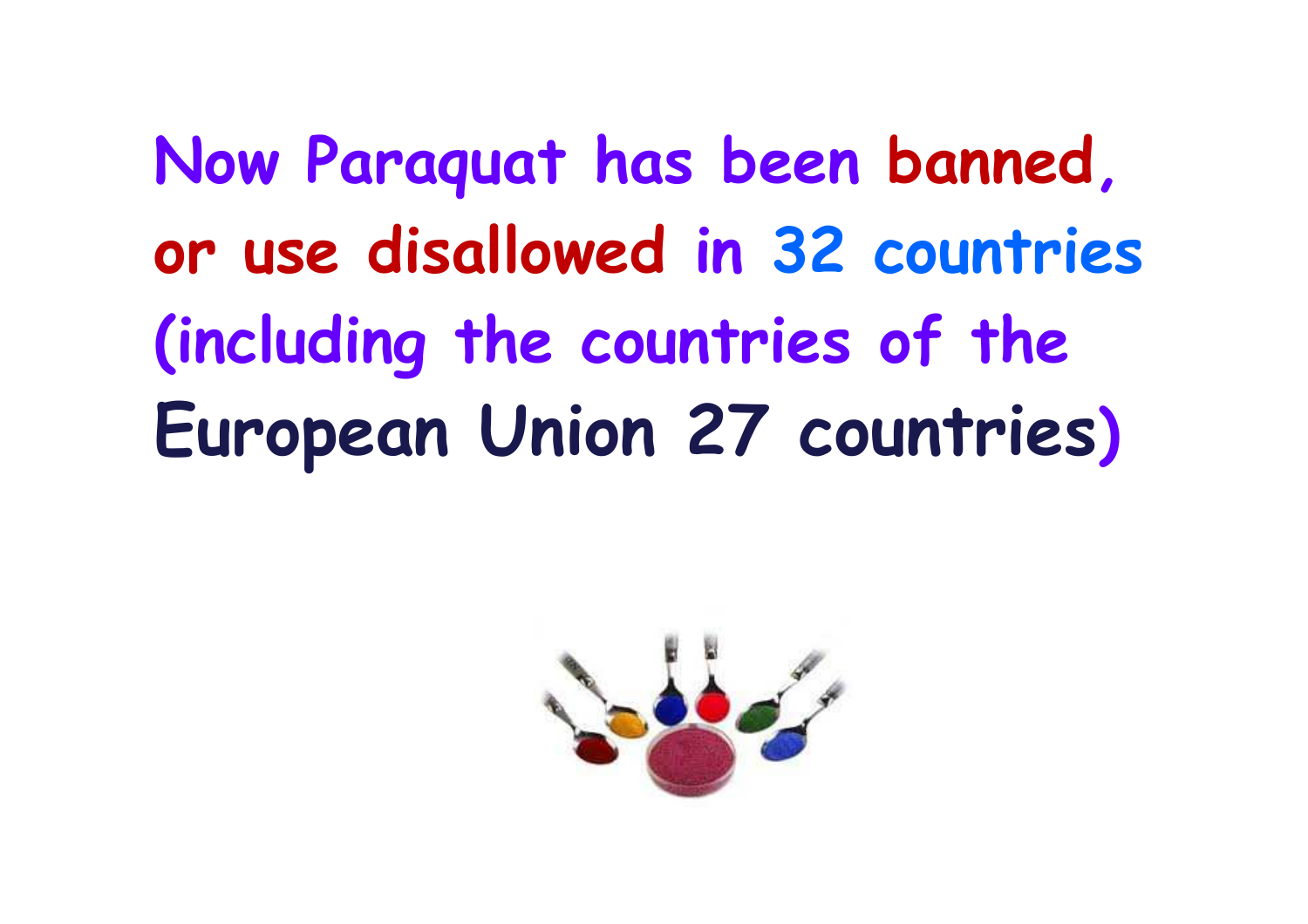Now Paraquat has been banned, or use disallowed in 32 countries (including the countries of the European Union 27 countries)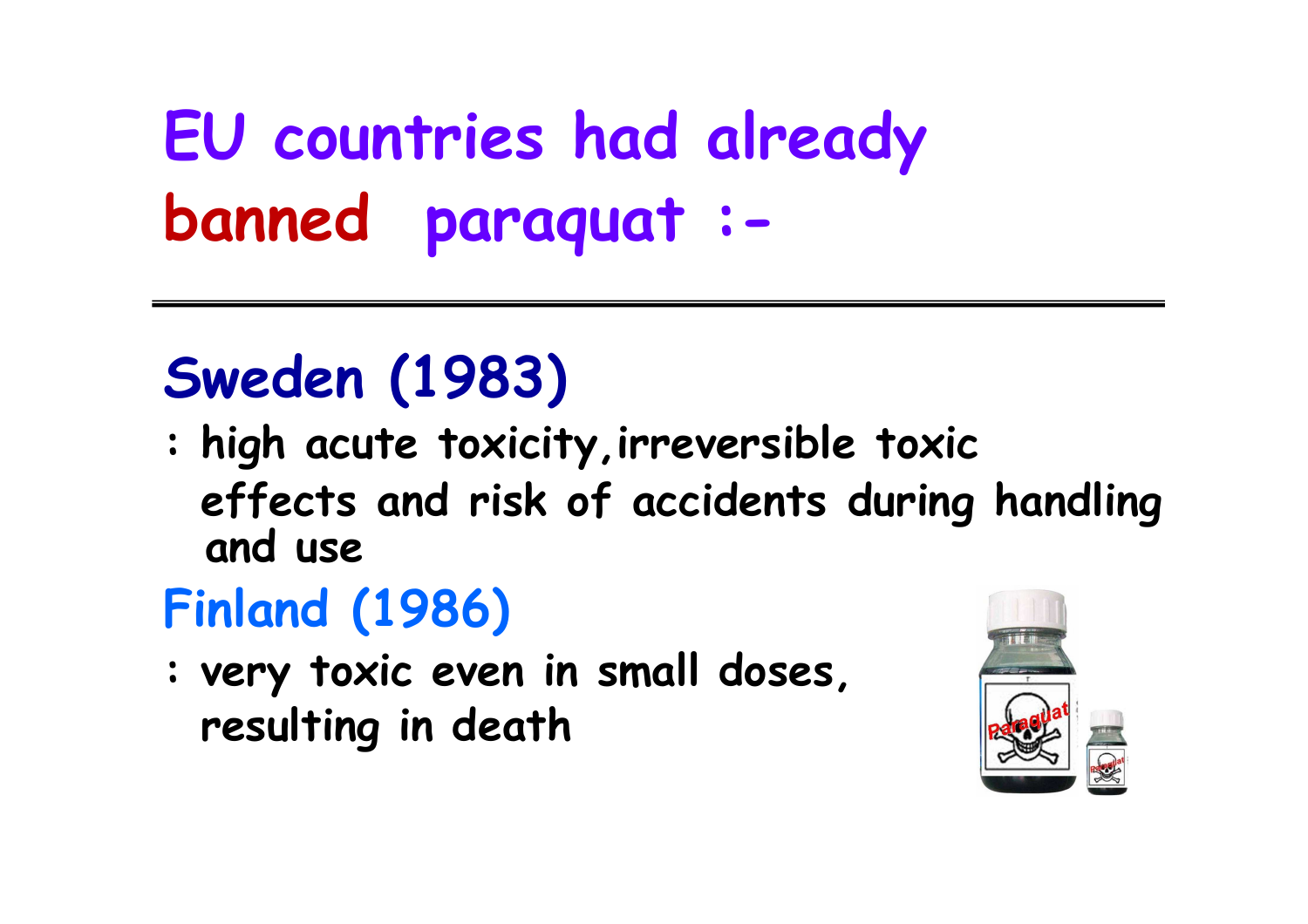# EU countries had already banned paraquat :-

## Sweden (1983)

: high acute toxicity, irreversible toxic effects and risk of accidents during handling and use

## Finland (1986)

: very toxic even in small doses, resulting in death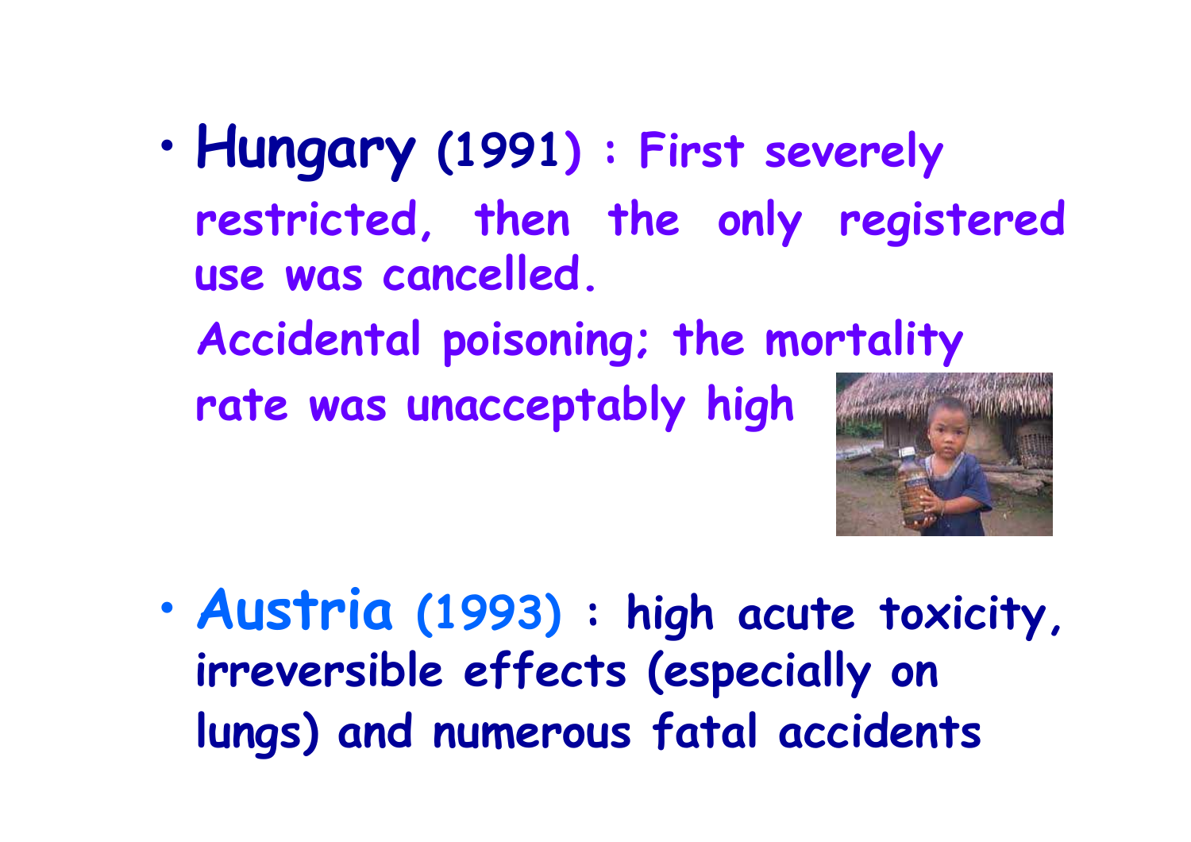- **Hungary** (1991) : First severely restricted, then the only registered use was cancelled.
  Accidental poisoning; the mortality rate was unacceptably high

- **Austria** (1993) : high acute toxicity, irreversible effects (especially on lungs) and numerous fatal accidents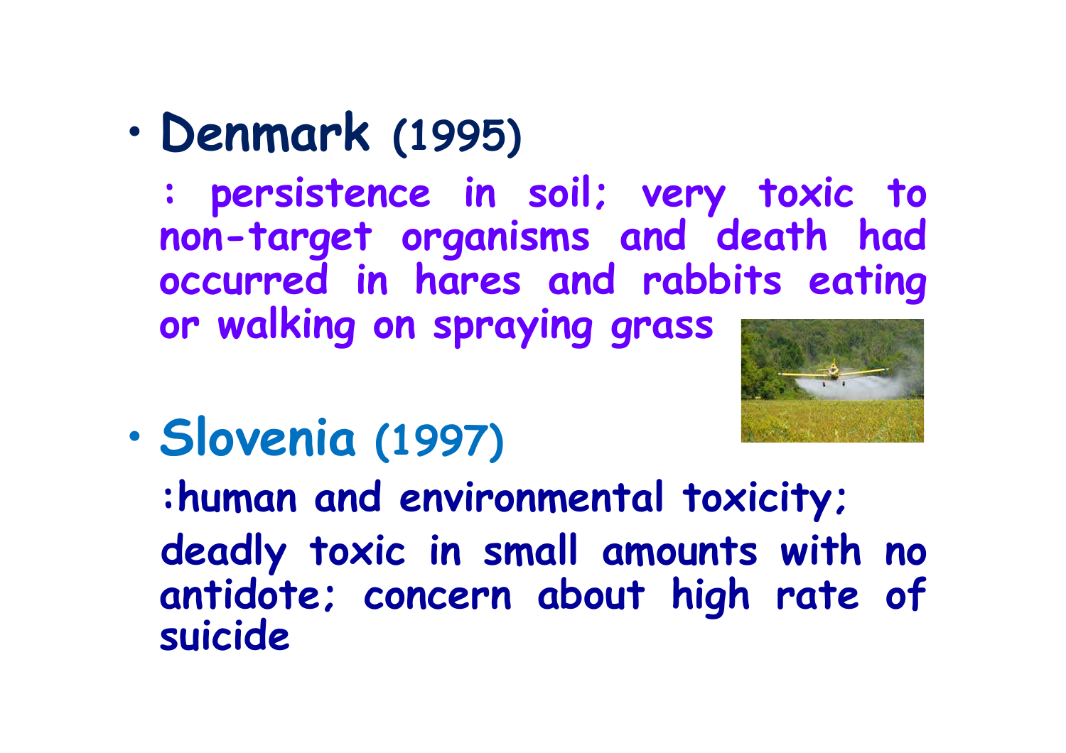- **Denmark** (1995)

  : persistence in soil; very toxic to non-target organisms and death had occurred in hares and rabbits eating or walking on spraying grass

- **Slovenia** (1997)

  :human and environmental toxicity; deadly toxic in small amounts with no antidote; concern about high rate of suicide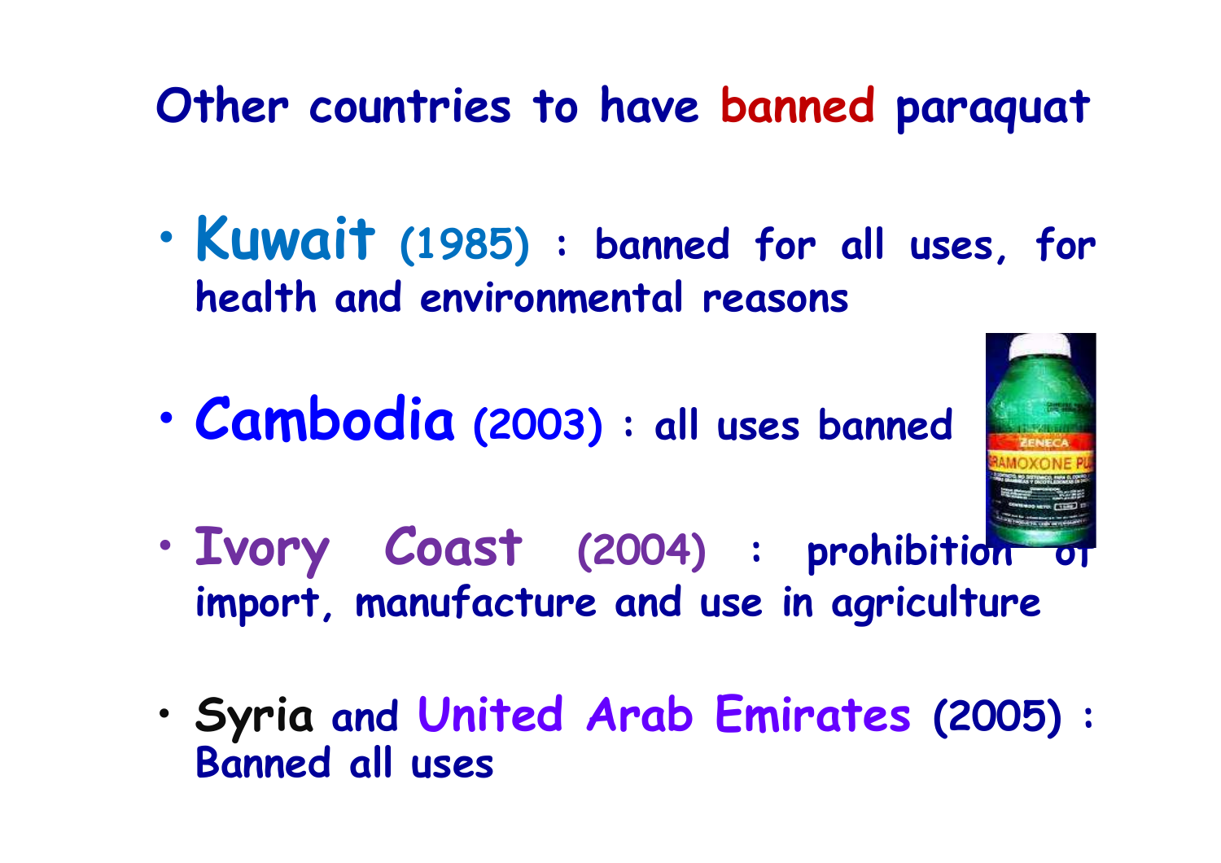# Other countries to have banned paraquat

- **Kuwait (1985) : banned for all uses, for health and environmental reasons**

- **Cambodia (2003) : all uses banned**

- **Ivory Coast (2004) : prohibition of import, manufacture and use in agriculture**

- **Syria and United Arab Emirates (2005) : Banned all uses**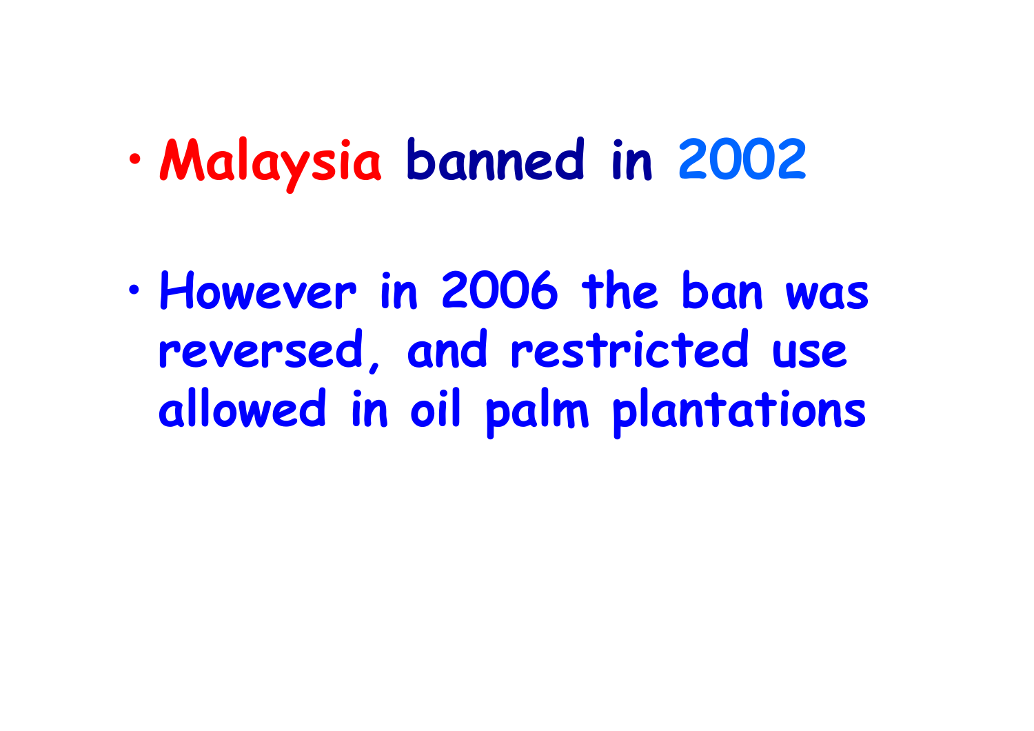- Malaysia banned in 2002

- However in 2006 the ban was reversed, and restricted use allowed in oil palm plantations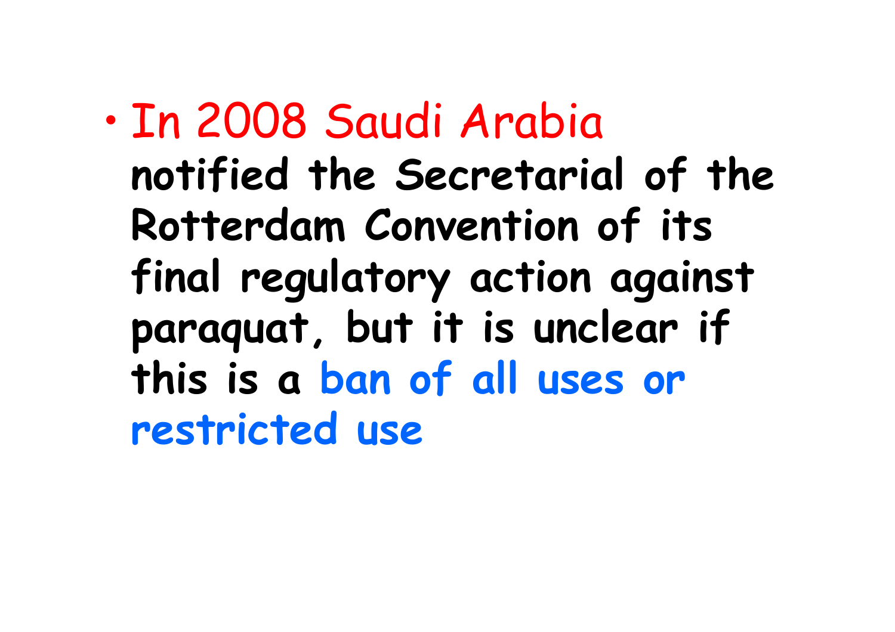- In 2008 Saudi Arabia **notified the Secretarial of the Rotterdam Convention of its final regulatory action against paraquat, but it is unclear if this is a ban of all uses or restricted use**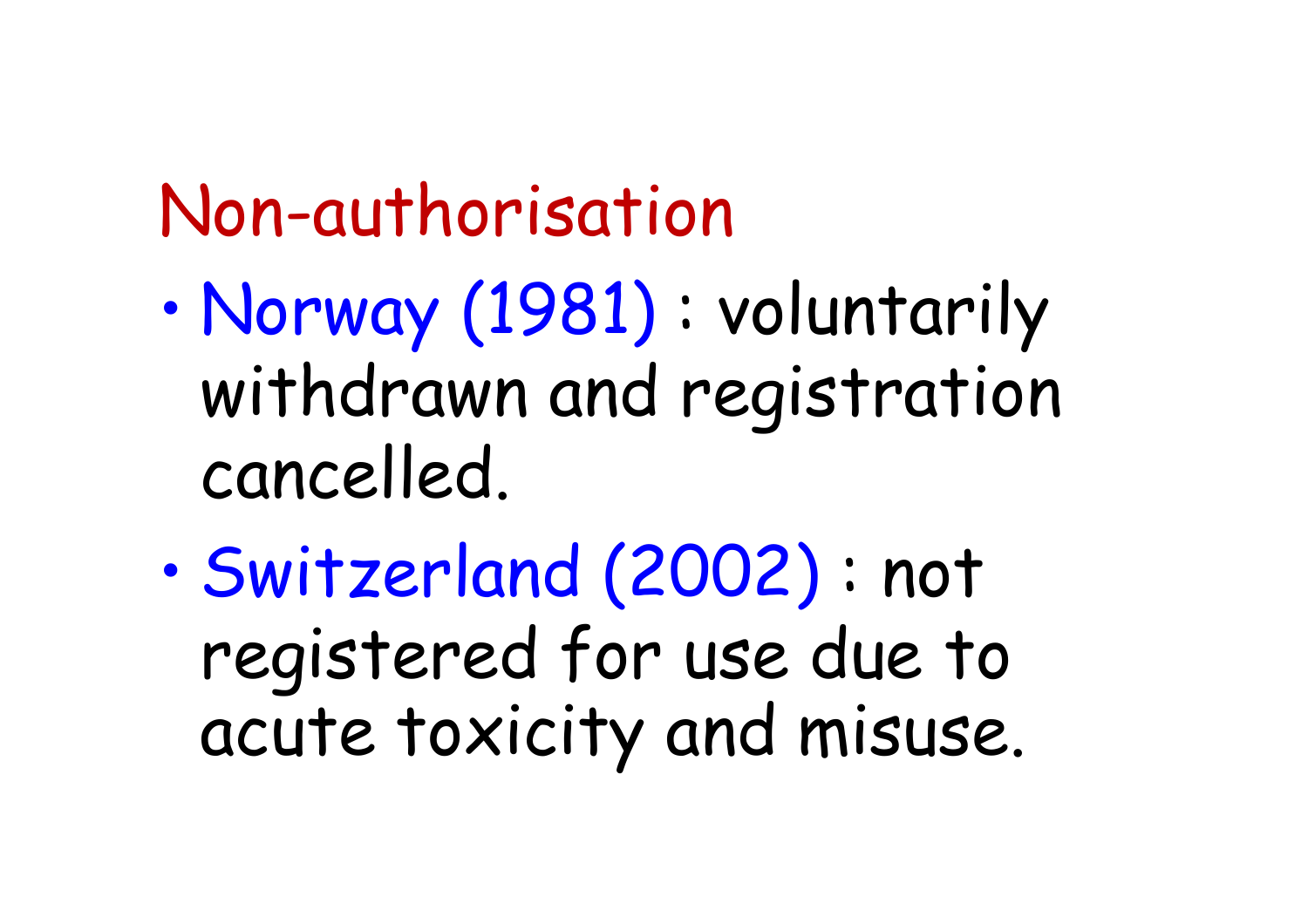## Non-authorisation

- Norway (1981) : voluntarily withdrawn and registration cancelled.
- Switzerland (2002) : not registered for use due to acute toxicity and misuse.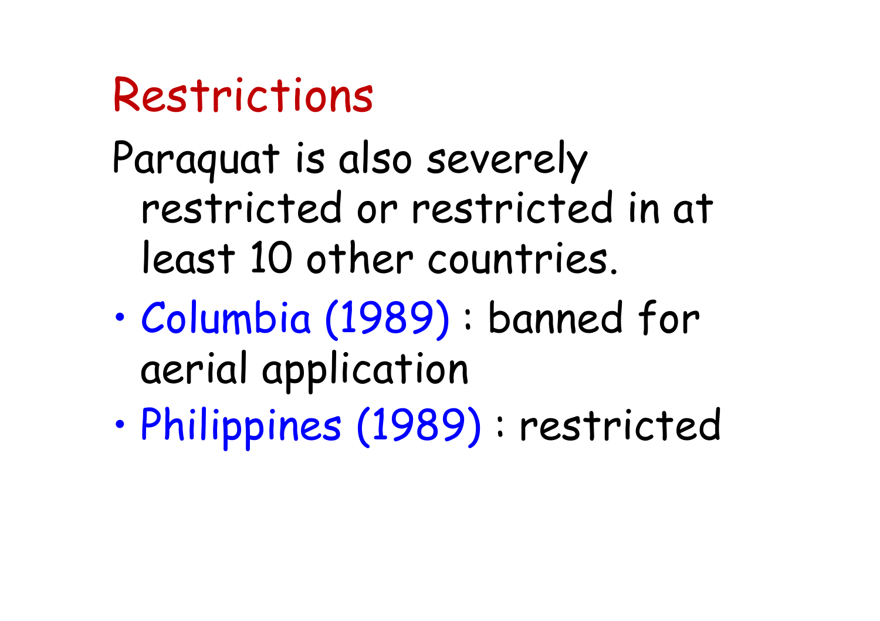# Restrictions

Paraquat is also severely restricted or restricted in at least 10 other countries.

- Columbia (1989) : banned for aerial application
- Philippines (1989) : restricted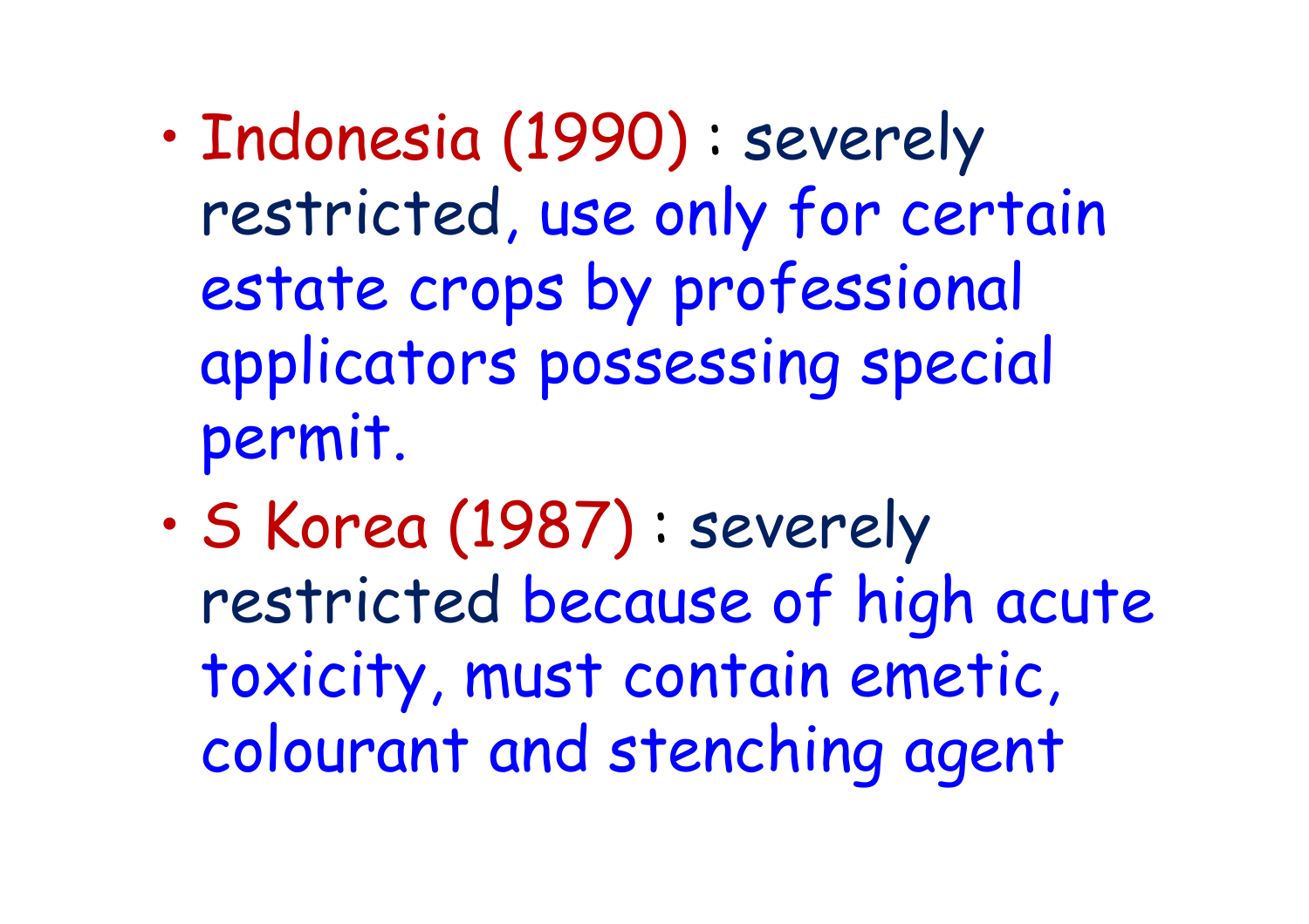- Indonesia (1990) : severely restricted, use only for certain estate crops by professional applicators possessing special permit.
- S Korea (1987) : severely restricted because of high acute toxicity, must contain emetic, colourant and stenching agent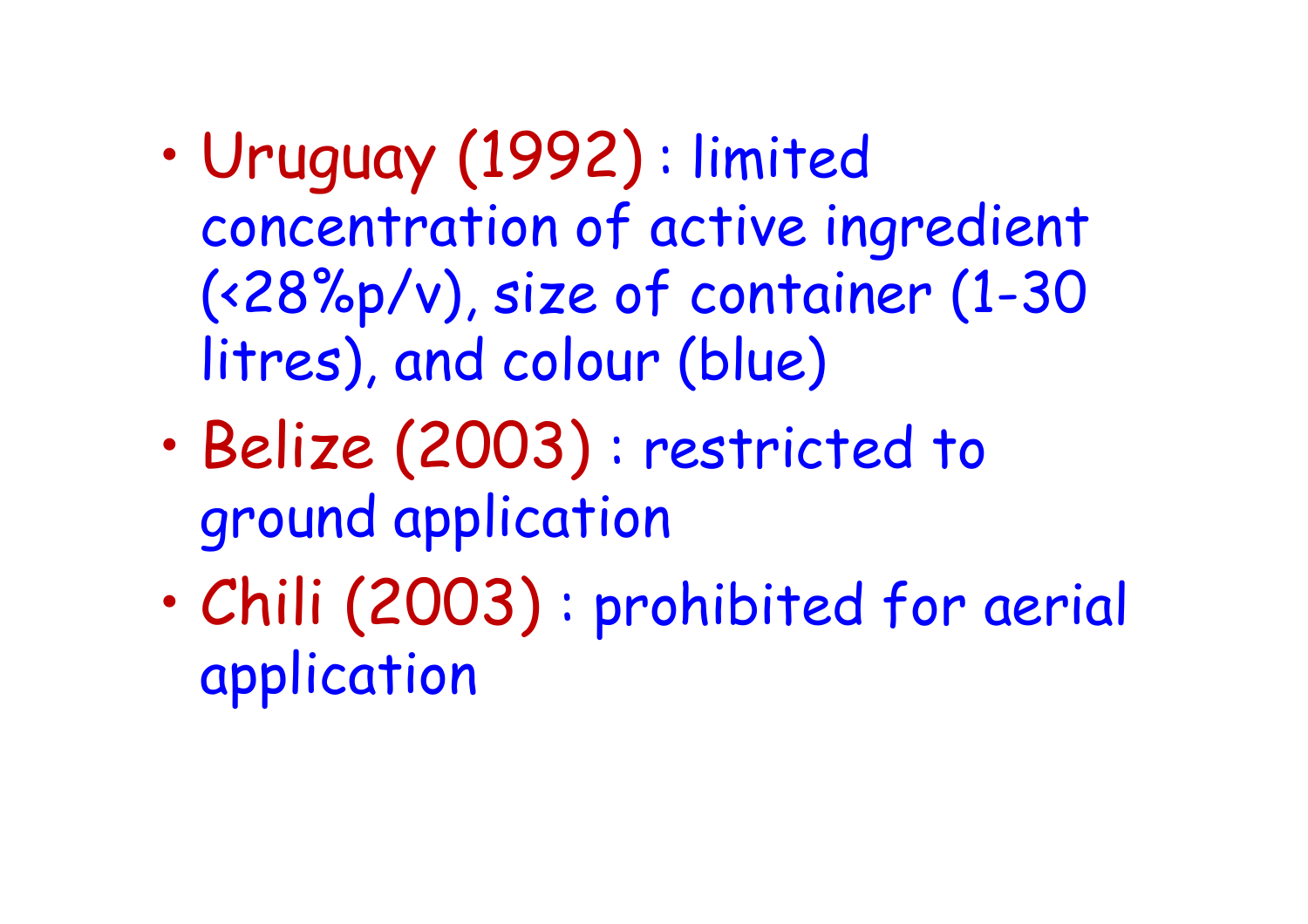- Uruguay (1992) : limited concentration of active ingredient (<28%p/v), size of container (1-30 litres), and colour (blue)
- Belize (2003) : restricted to ground application
- Chili (2003) : prohibited for aerial application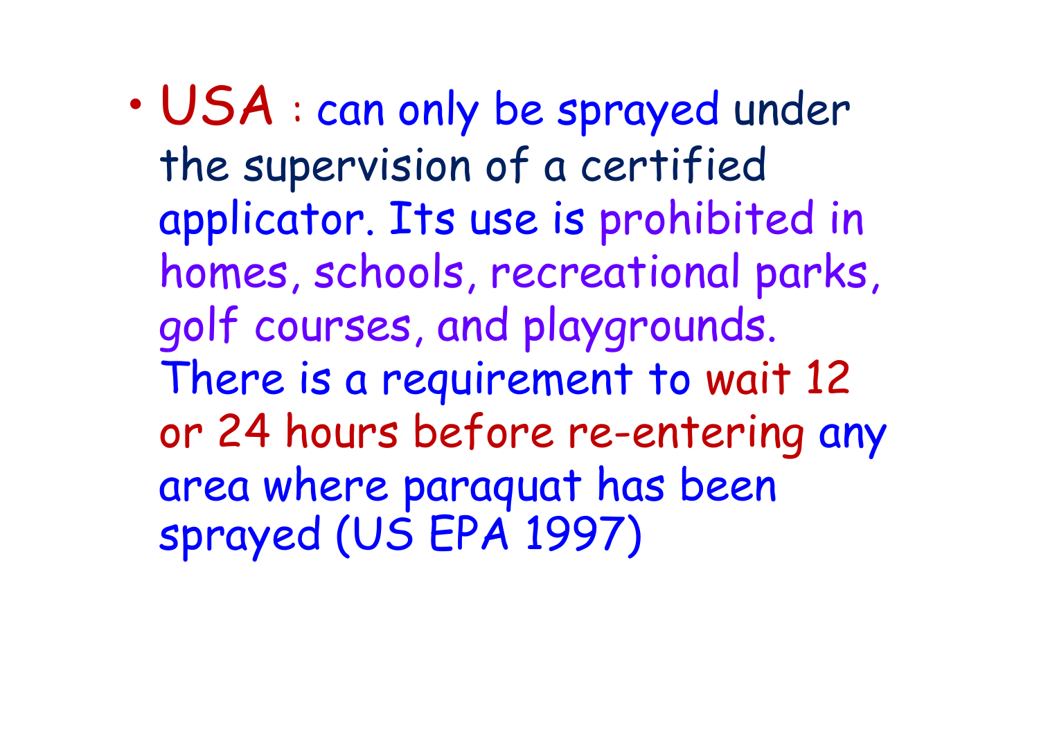- **USA** : can only be sprayed under the supervision of a certified applicator. Its use is prohibited in homes, schools, recreational parks, golf courses, and playgrounds. There is a requirement to wait 12 or 24 hours before re-entering any area where paraquat has been sprayed (US EPA 1997)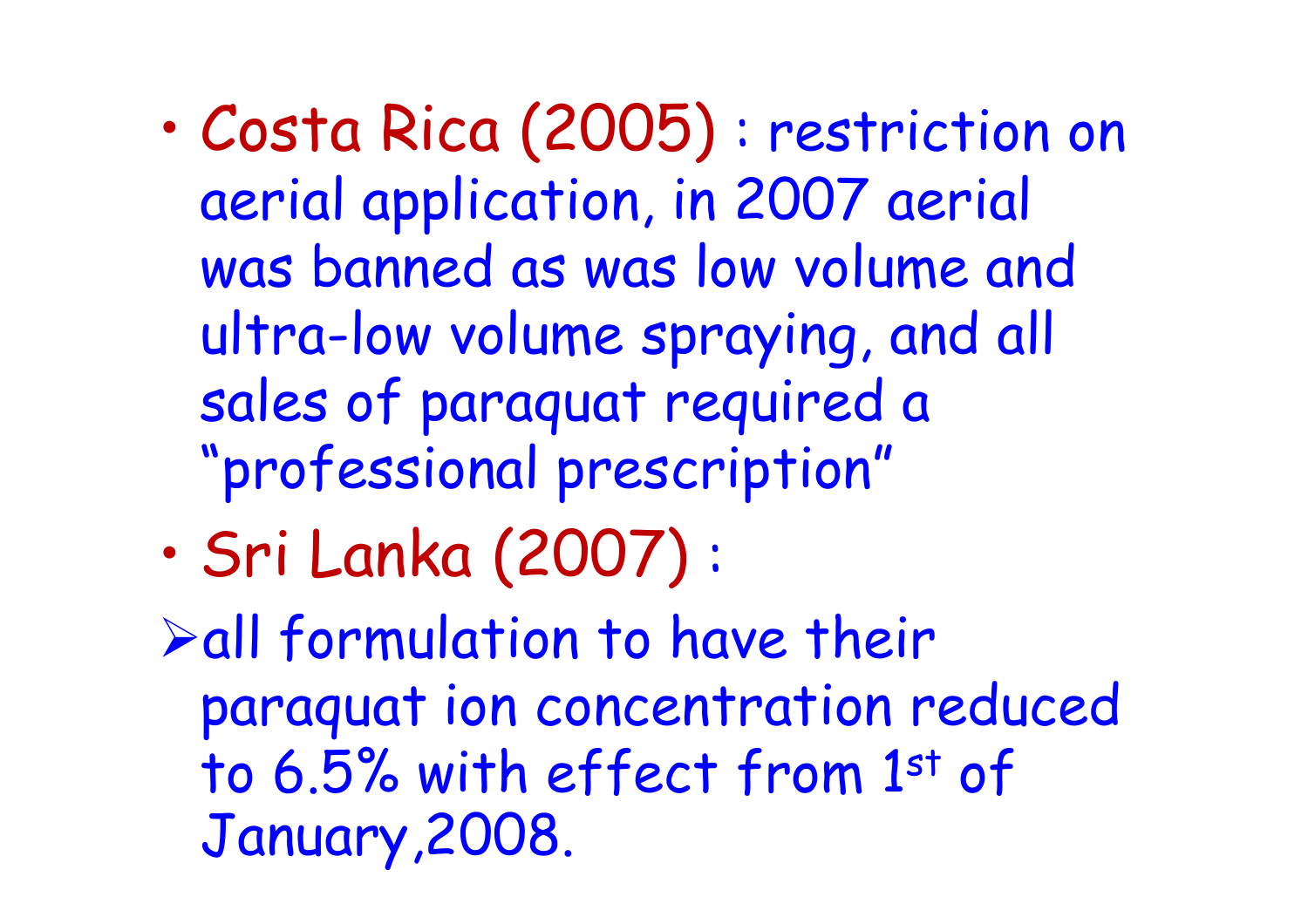- **Costa Rica (2005)** : restriction on aerial application, in 2007 aerial was banned as was low volume and ultra-low volume spraying, and all sales of paraquat required a “professional prescription”
- **Sri Lanka (2007)** :
  - all formulation to have their paraquat ion concentration reduced to 6.5% with effect from 1st of January,2008.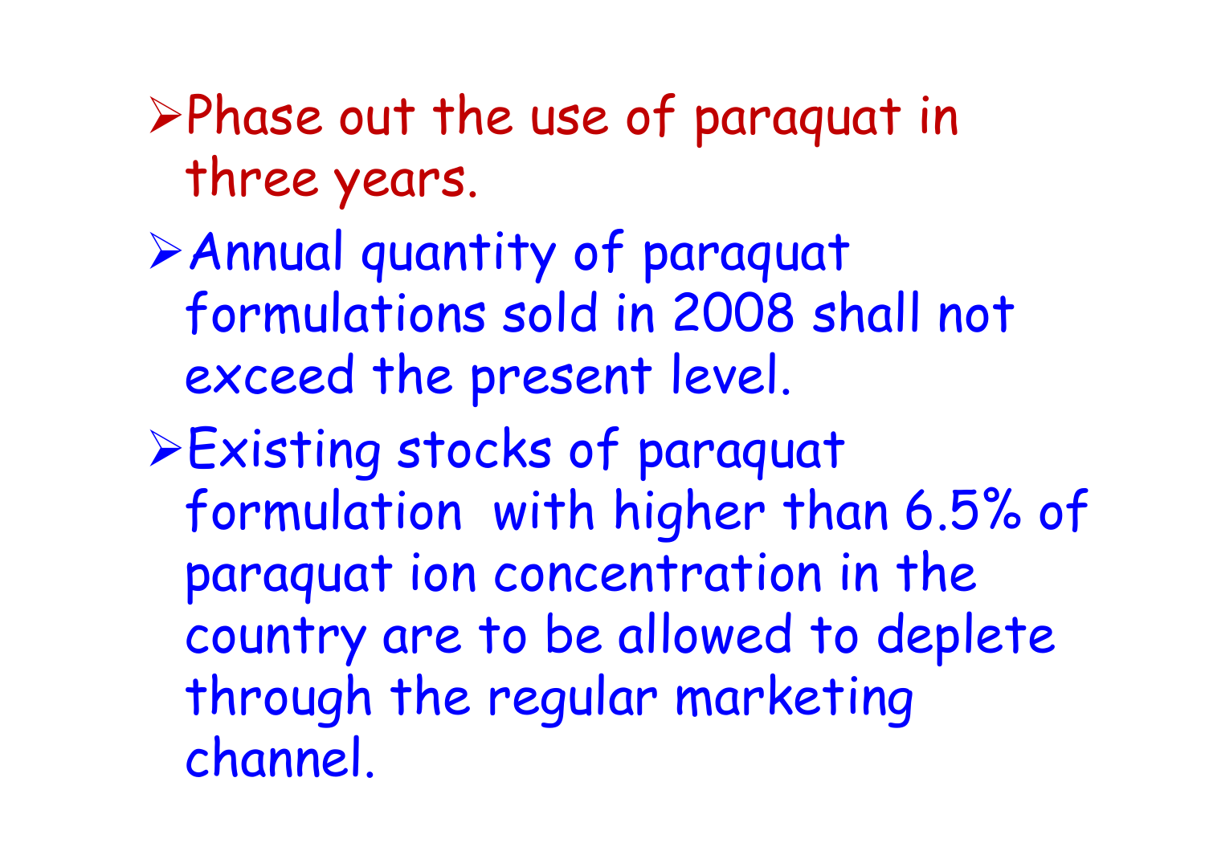- Phase out the use of paraquat in three years.
- Annual quantity of paraquat formulations sold in 2008 shall not exceed the present level.
- Existing stocks of paraquat formulation with higher than 6.5% of paraquat ion concentration in the country are to be allowed to deplete through the regular marketing channel.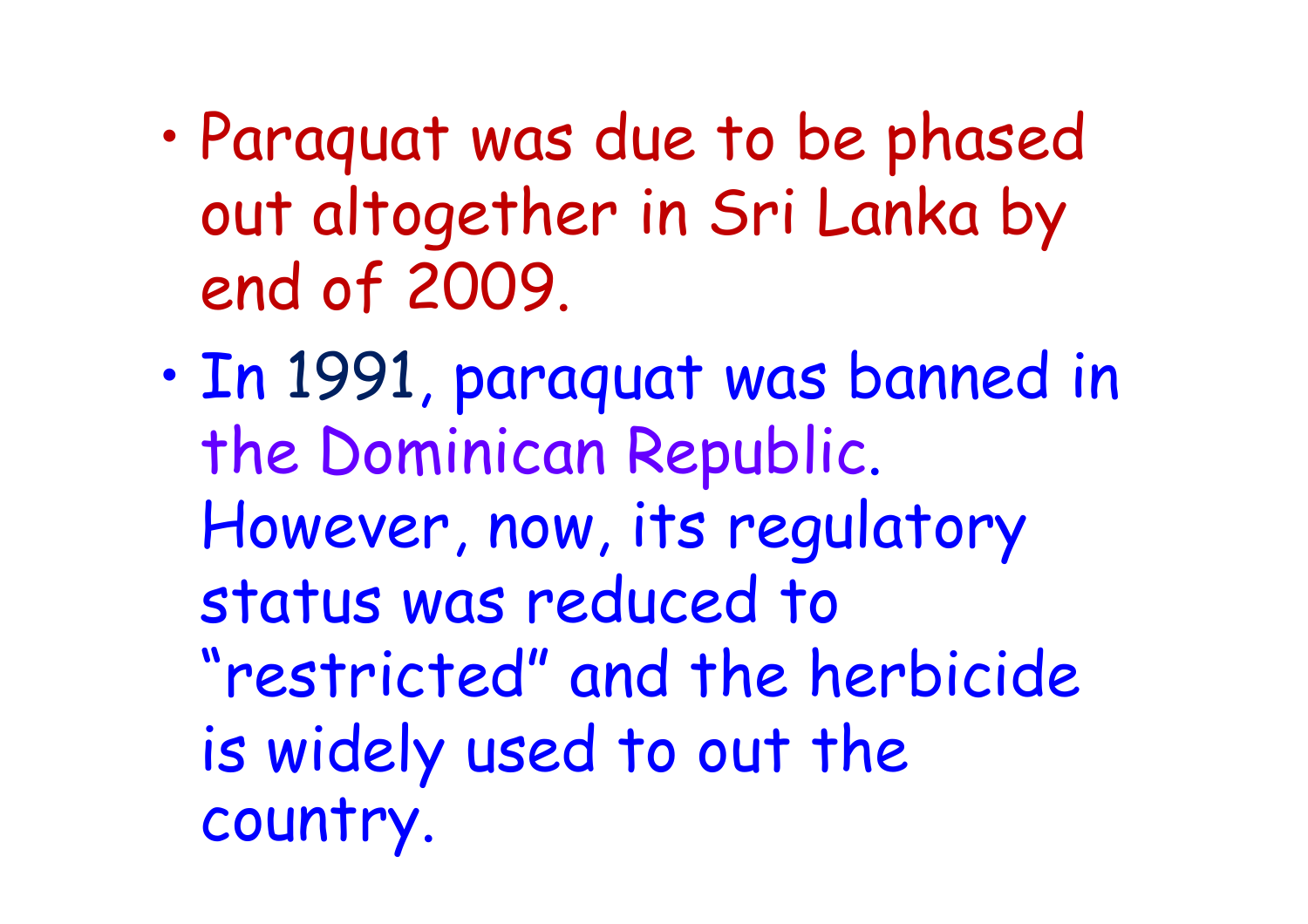- Paraquat was due to be phased out altogether in Sri Lanka by end of 2009.
- In 1991, paraquat was banned in the Dominican Republic. However, now, its regulatory status was reduced to “restricted” and the herbicide is widely used to out the country.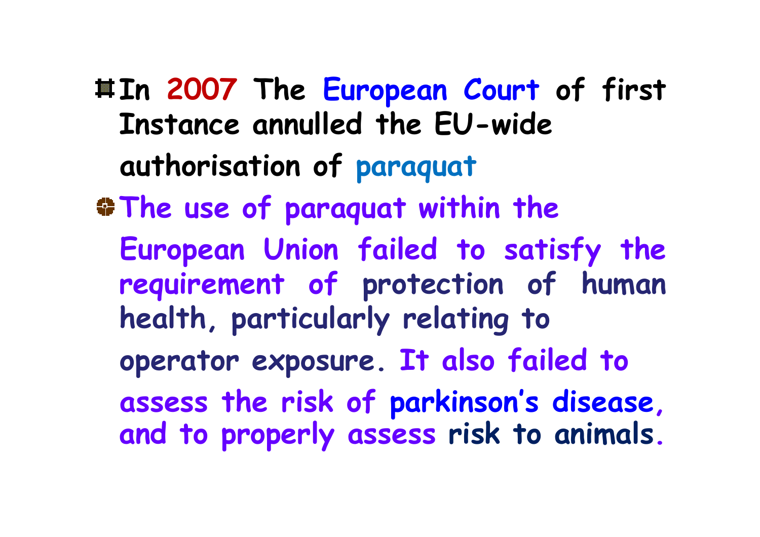- In 2007 The European Court of first Instance annulled the EU-wide authorisation of paraquat
- The use of paraquat within the European Union failed to satisfy the requirement of protection of human health, particularly relating to operator exposure. It also failed to assess the risk of parkinson's disease, and to properly assess risk to animals.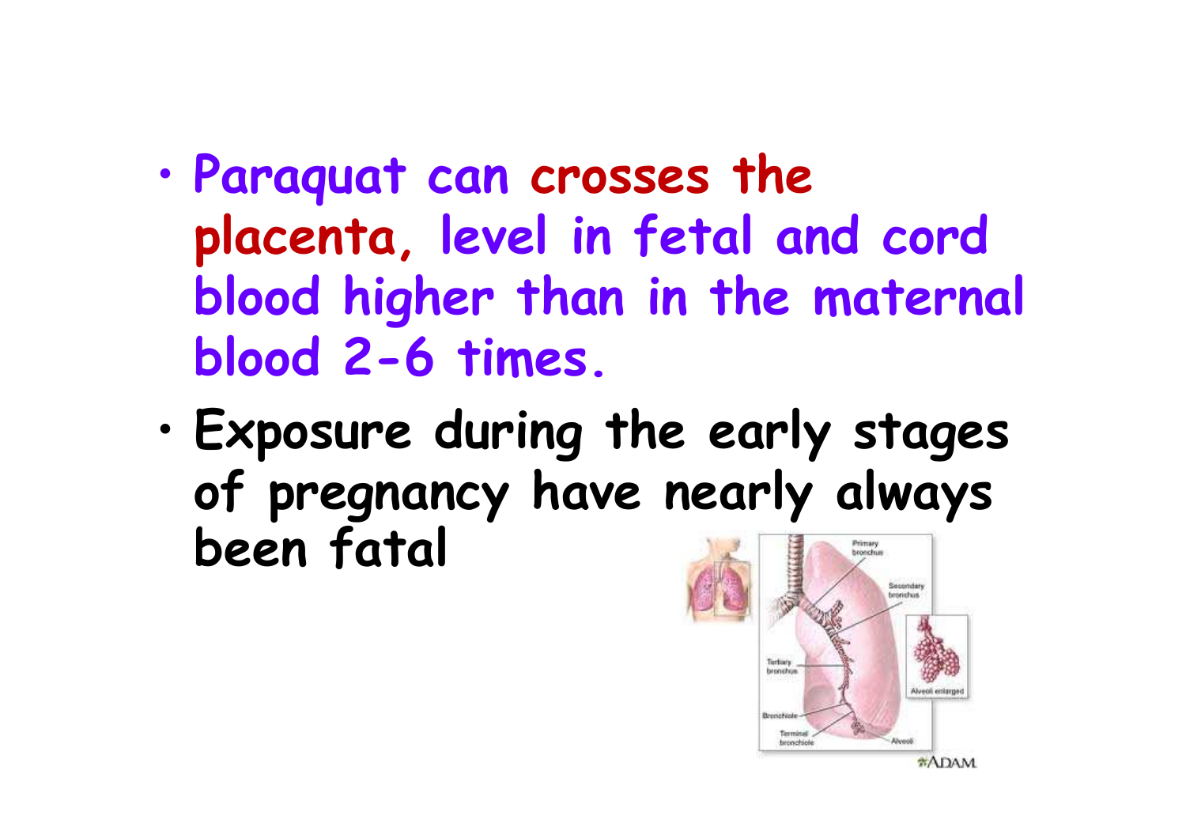- Paraquat can crosses the placenta, level in fetal and cord blood higher than in the maternal blood 2-6 times.
- Exposure during the early stages of pregnancy have nearly always been fatal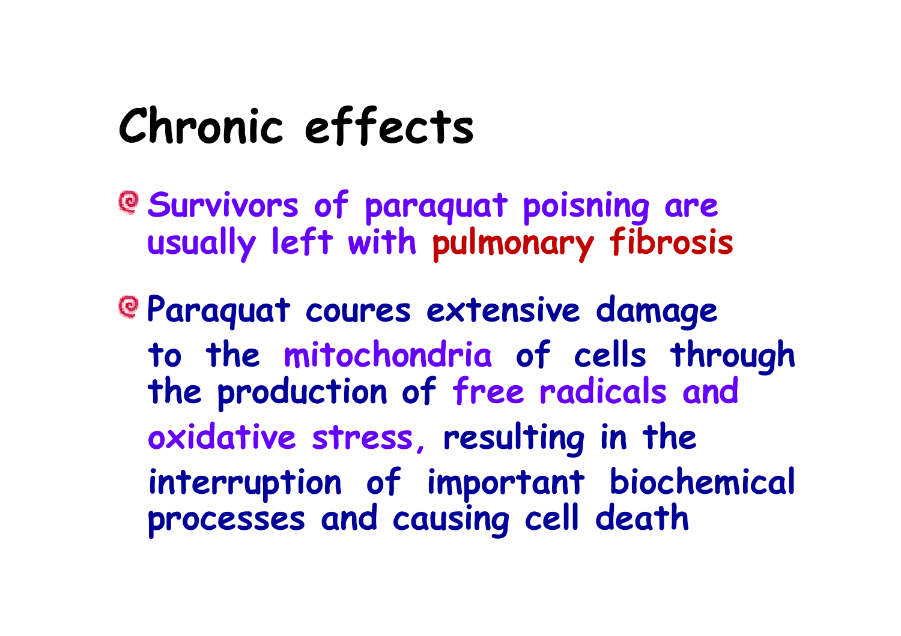# Chronic effects

- Survivors of paraquat poisning are usually left with pulmonary fibrosis
- Paraquat coures extensive damage to the mitochondria of cells through the production of free radicals and oxidative stress, resulting in the interruption of important biochemical processes and causing cell death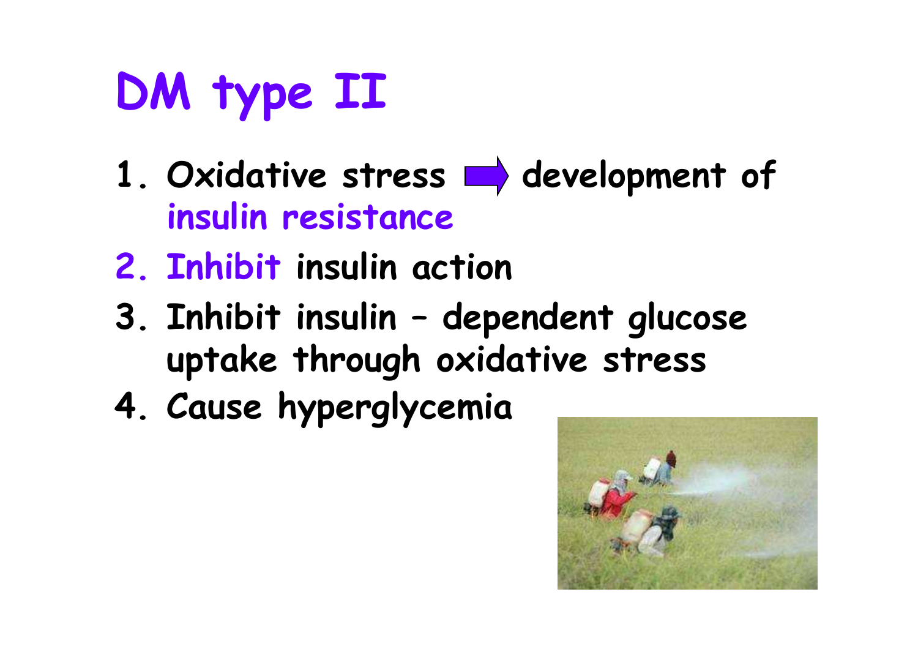# DM type II

1. Oxidative stress → development of insulin resistance
2. Inhibit insulin action
3. Inhibit insulin – dependent glucose uptake through oxidative stress
4. Cause hyperglycemia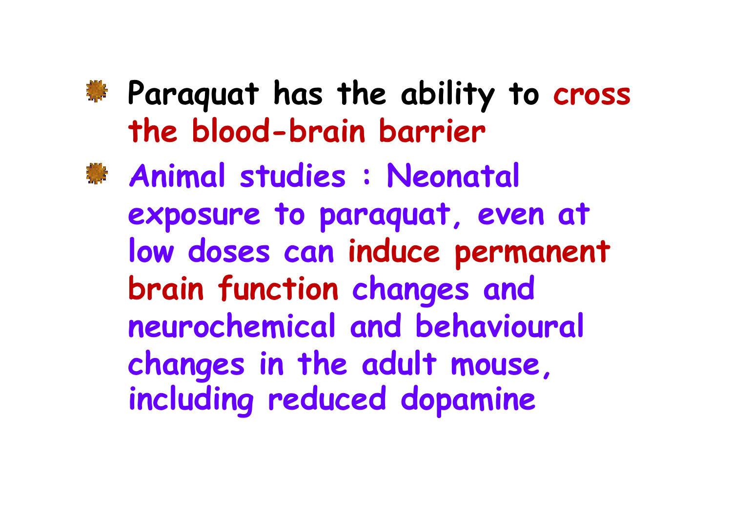- Paraquat has the ability to cross the blood-brain barrier
- Animal studies : Neonatal exposure to paraquat, even at low doses can induce permanent brain function changes and neurochemical and behavioural changes in the adult mouse, including reduced dopamine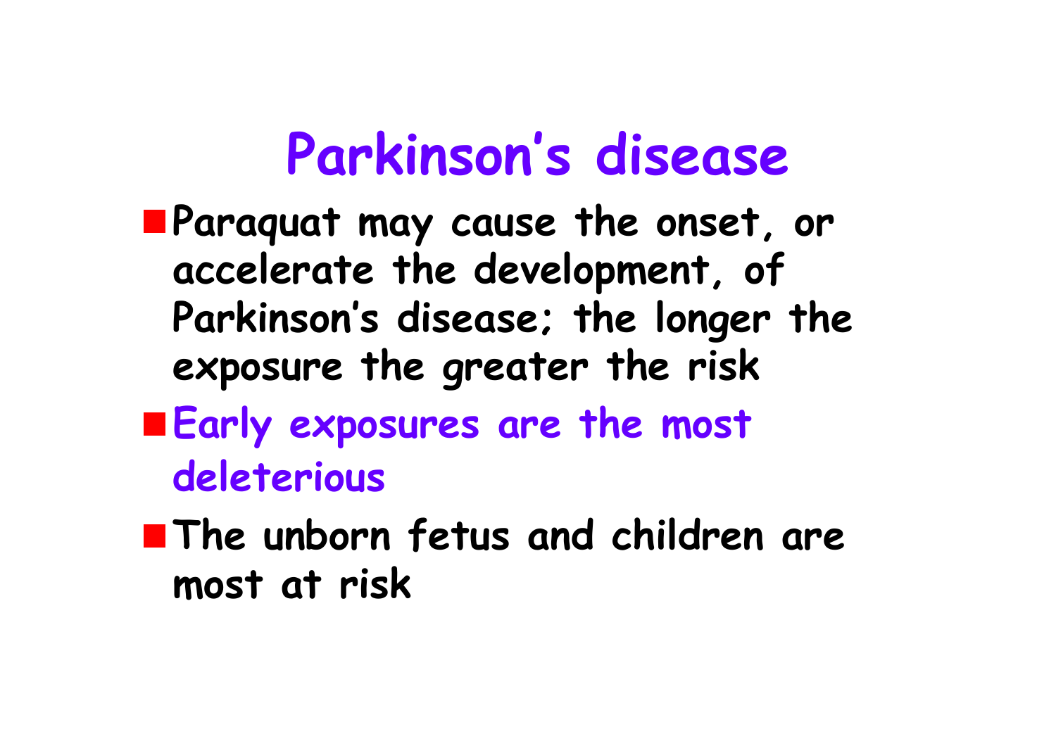# Parkinson's disease

- Paraquat may cause the onset, or accelerate the development, of Parkinson's disease; the longer the exposure the greater the risk
- Early exposures are the most deleterious
- The unborn fetus and children are most at risk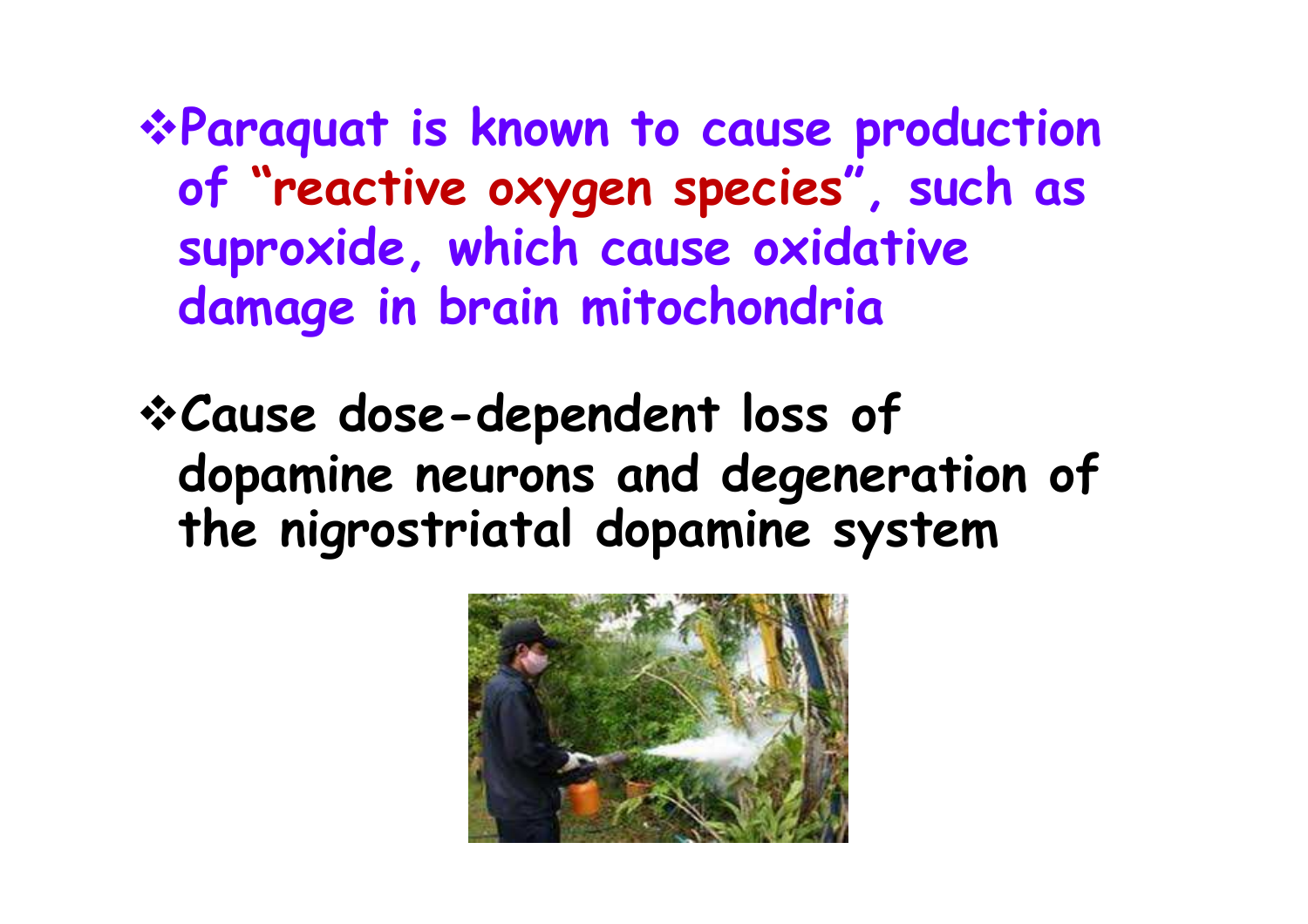- **Paraquat is known to cause production of "reactive oxygen species", such as suproxide, which cause oxidative damage in brain mitochondria**

- **Cause dose-dependent loss of dopamine neurons and degeneration of the nigrostriatal dopamine system**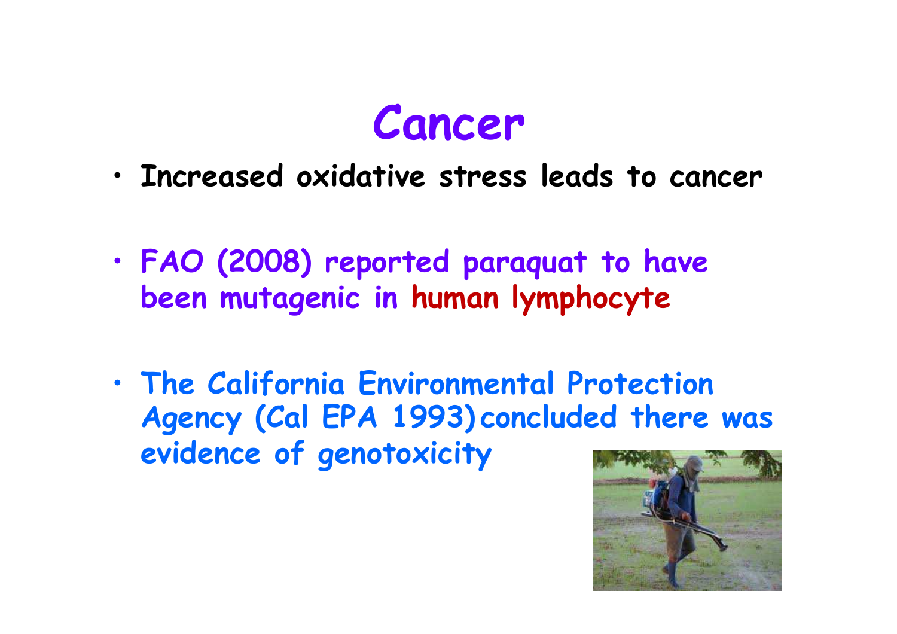# Cancer

- Increased oxidative stress leads to cancer
- FAO (2008) reported paraquat to have been mutagenic in human lymphocyte
- The California Environmental Protection Agency (Cal EPA 1993) concluded there was evidence of genotoxicity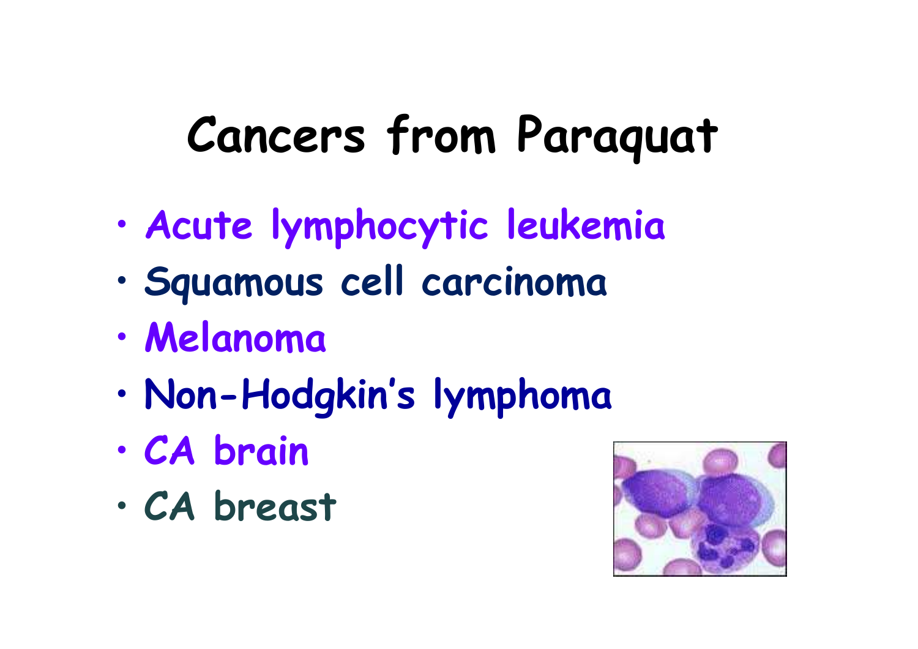# Cancers from Paraquat

- Acute lymphocytic leukemia
- Squamous cell carcinoma
- Melanoma
- Non-Hodgkin's lymphoma
- CA brain
- CA breast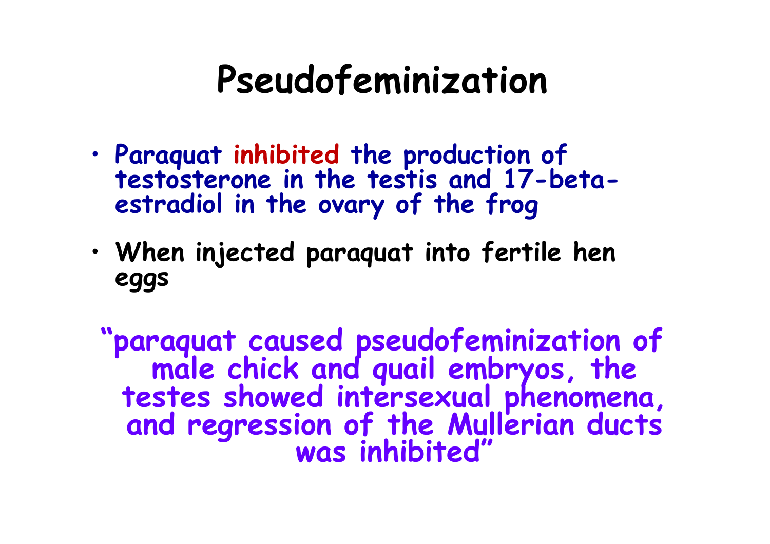# Pseudofeminization

- Paraquat inhibited the production of testosterone in the testis and 17-beta-estradiol in the ovary of the frog
- When injected paraquat into fertile hen eggs

"paraquat caused pseudofeminization of male chick and quail embryos, the testes showed intersexual phenomena, and regression of the Mullerian ducts was inhibited"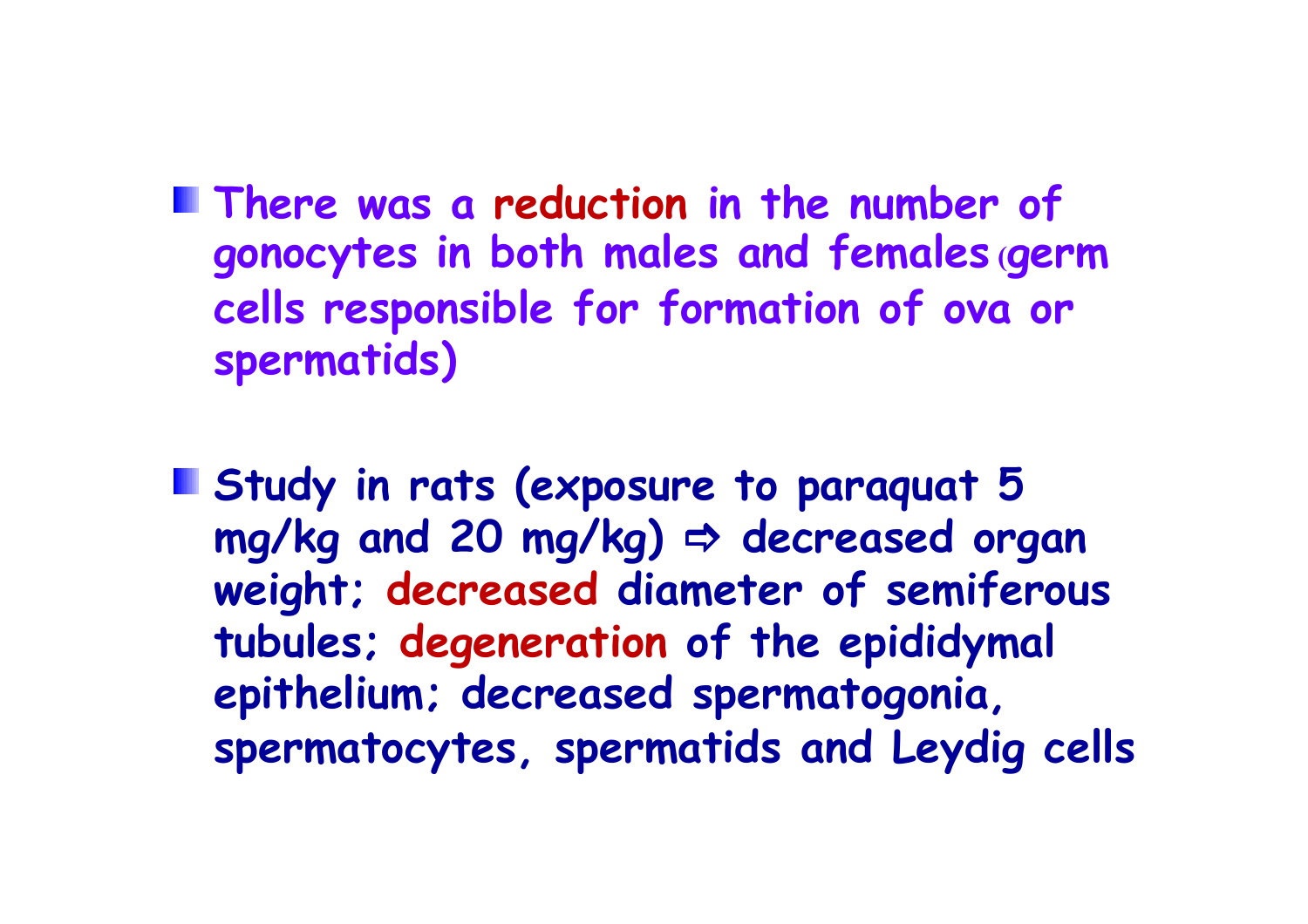- There was a reduction in the number of gonocytes in both males and females (germ cells responsible for formation of ova or spermatids)

- Study in rats (exposure to paraquat 5 mg/kg and 20 mg/kg) ⇨ decreased organ weight; decreased diameter of semiferous tubules; degeneration of the epididymal epithelium; decreased spermatogonia, spermatocytes, spermatids and Leydig cells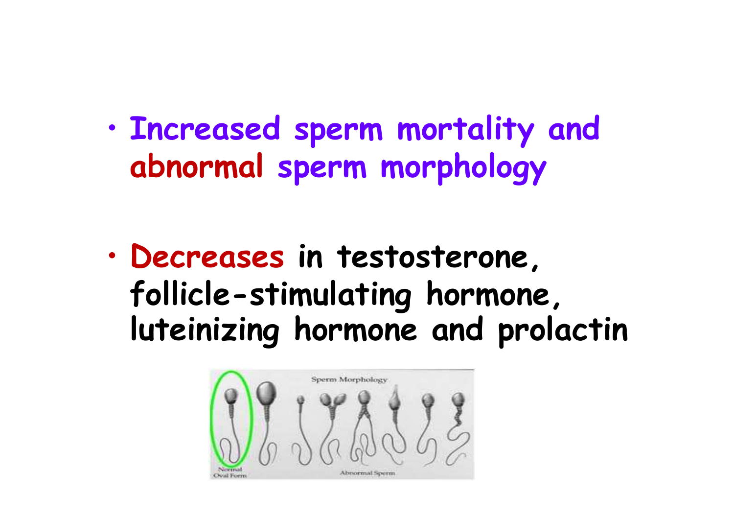- Increased sperm mortality and abnormal sperm morphology

- Decreases in testosterone, follicle-stimulating hormone, luteinizing hormone and prolactin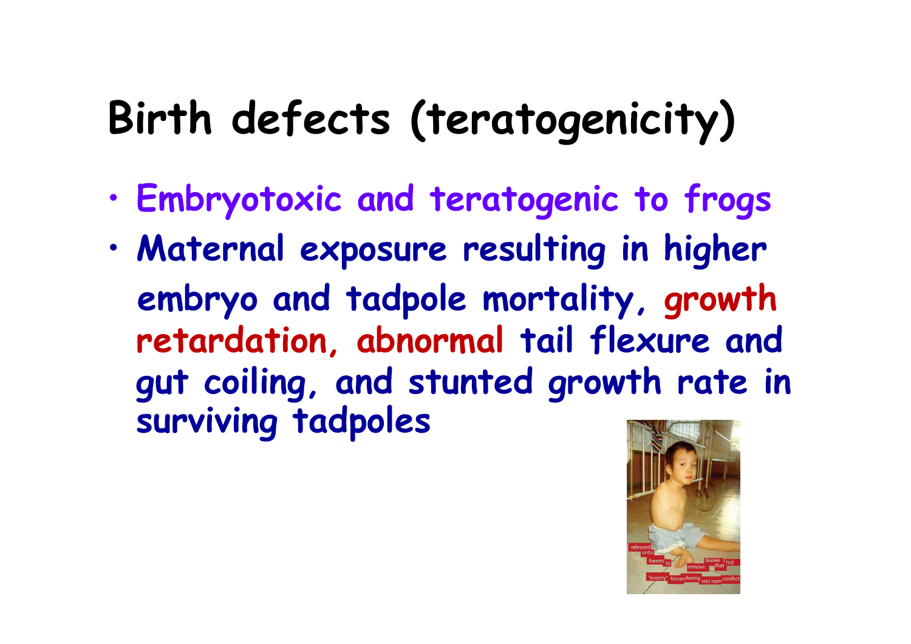# Birth defects (teratogenicity)

- Embryotoxic and teratogenic to frogs
- Maternal exposure resulting in higher embryo and tadpole mortality, growth retardation, abnormal tail flexure and gut coiling, and stunted growth rate in surviving tadpoles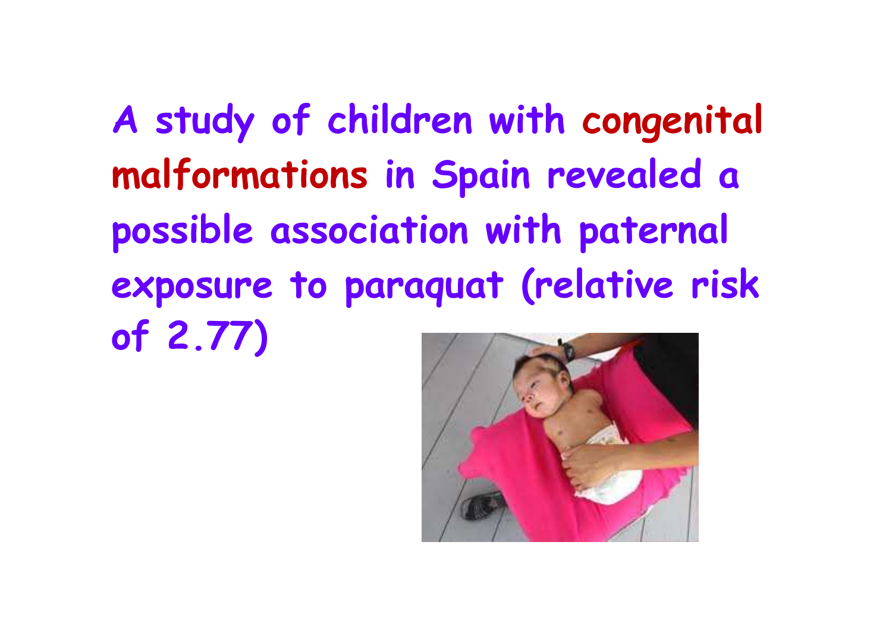A study of children with **congenital malformations** in Spain revealed a possible association with paternal exposure to paraquat (relative risk of 2.77)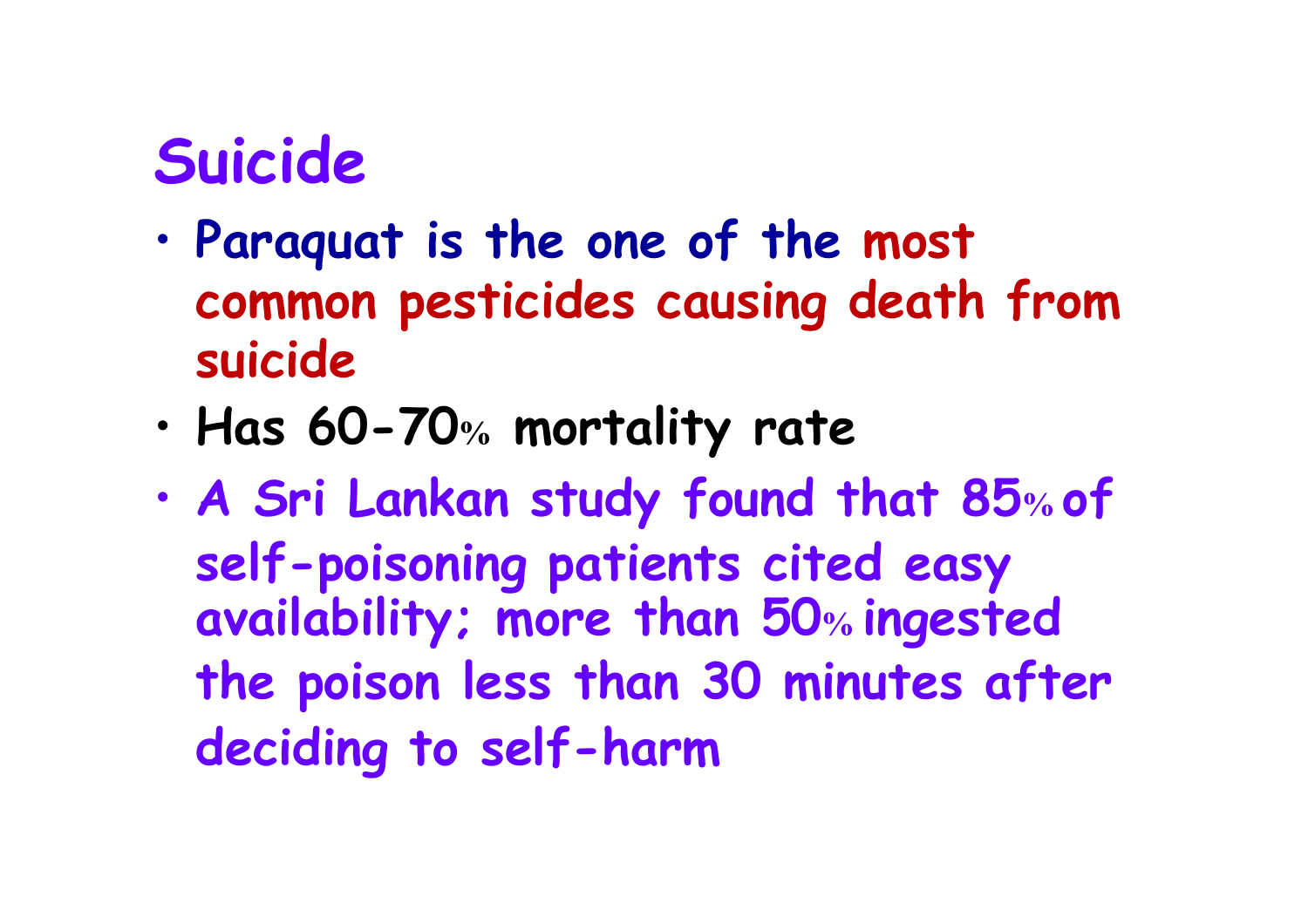# Suicide

- Paraquat is the one of the most common pesticides causing death from suicide
- Has 60-70% mortality rate
- A Sri Lankan study found that 85% of self-poisoning patients cited easy availability; more than 50% ingested the poison less than 30 minutes after deciding to self-harm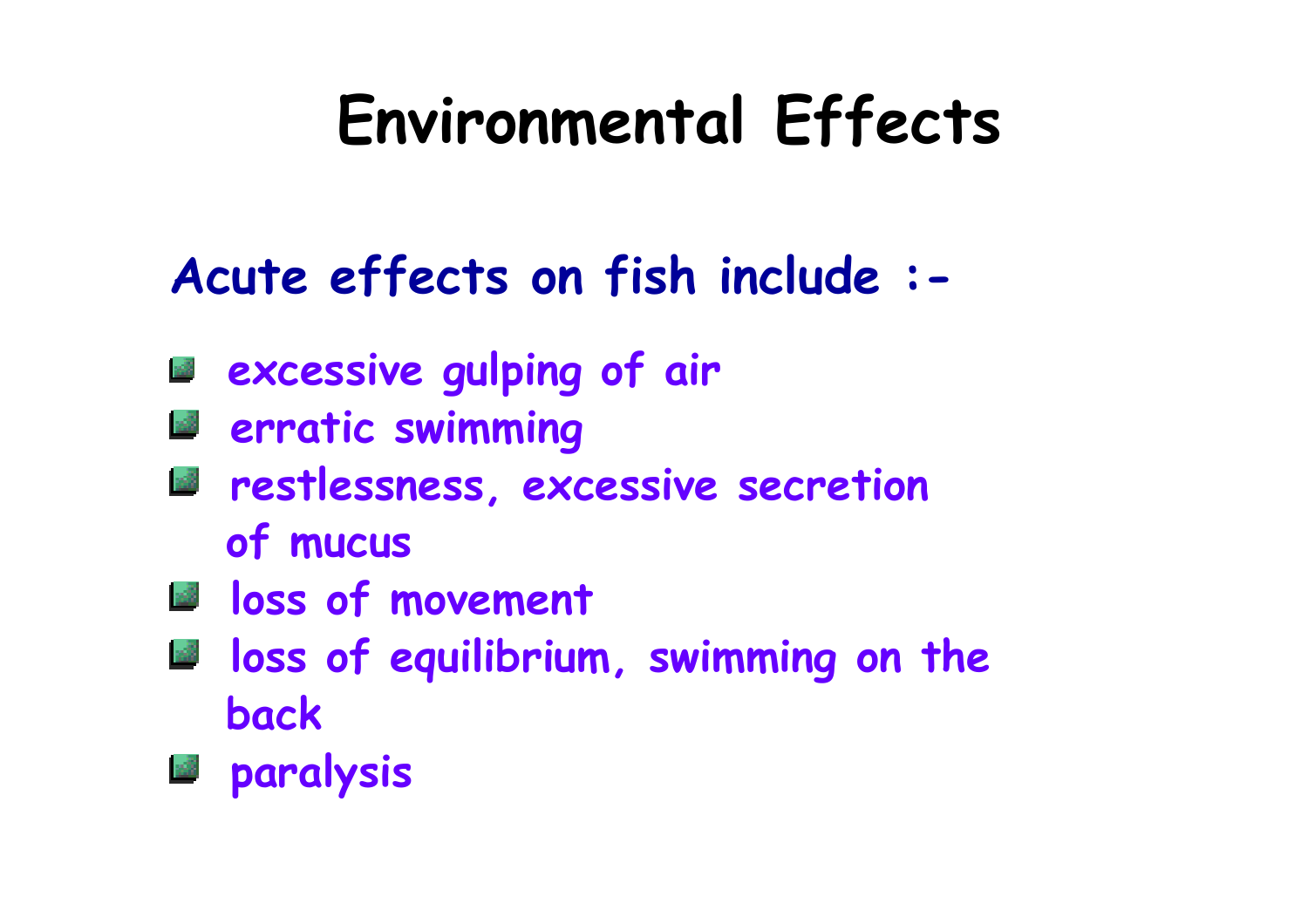# Environmental Effects

**Acute effects on fish include :-**

- **excessive gulping of air**
- **erratic swimming**
- **restlessness, excessive secretion of mucus**
- **loss of movement**
- **loss of equilibrium, swimming on the back**
- **paralysis**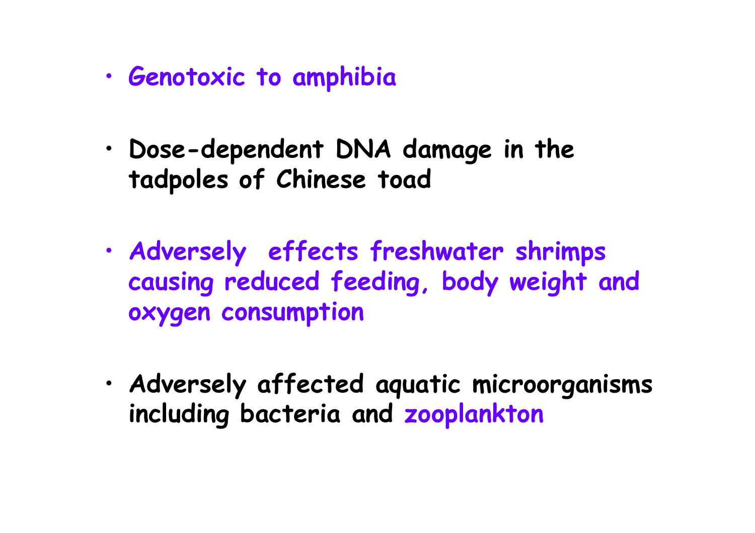- Genotoxic to amphibia

- Dose-dependent DNA damage in the tadpoles of Chinese toad

- Adversely effects freshwater shrimps causing reduced feeding, body weight and oxygen consumption

- Adversely affected aquatic microorganisms including bacteria and zooplankton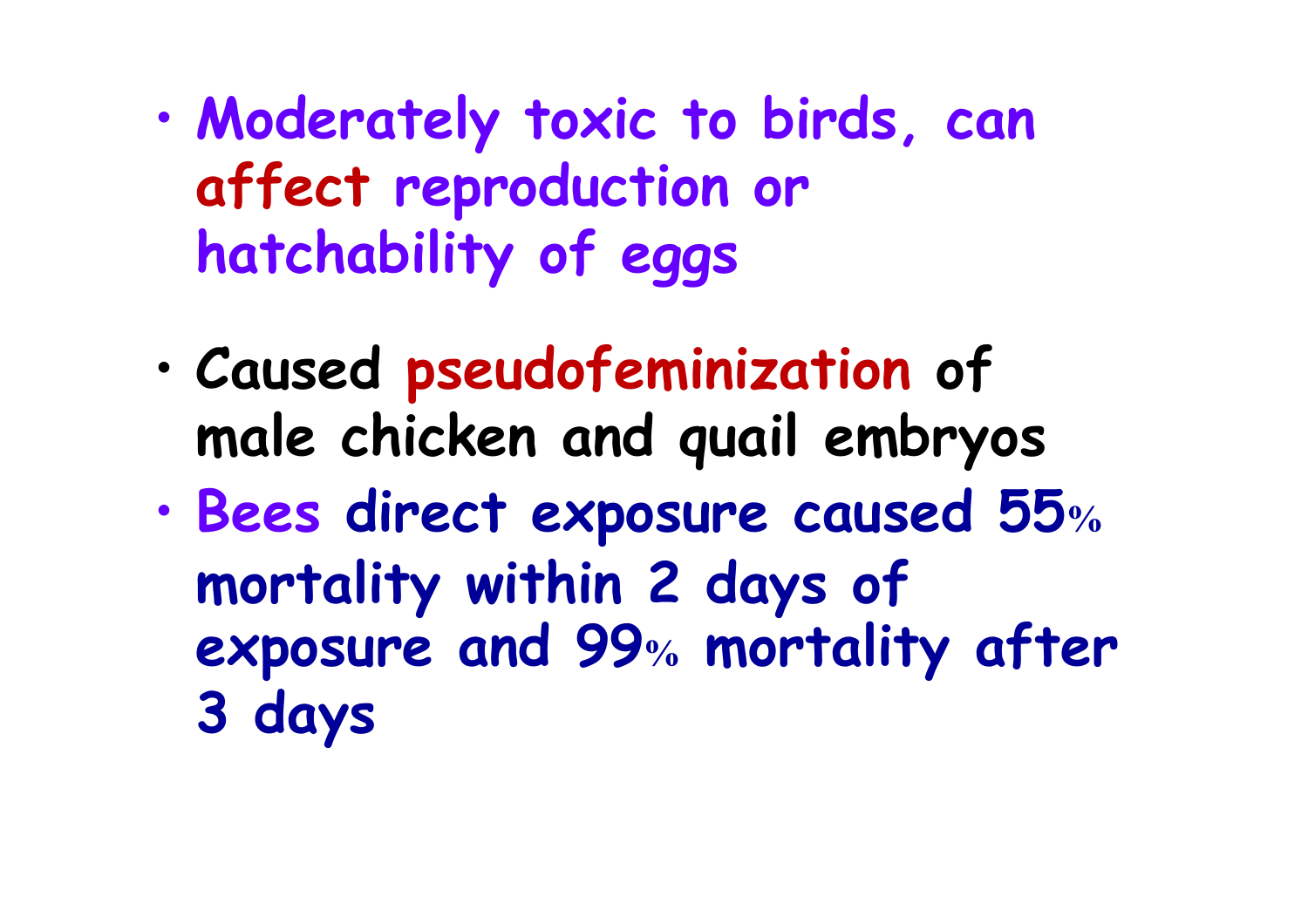- Moderately toxic to birds, can affect reproduction or hatchability of eggs

- Caused pseudofeminization of male chicken and quail embryos
- Bees direct exposure caused 55% mortality within 2 days of exposure and 99% mortality after 3 days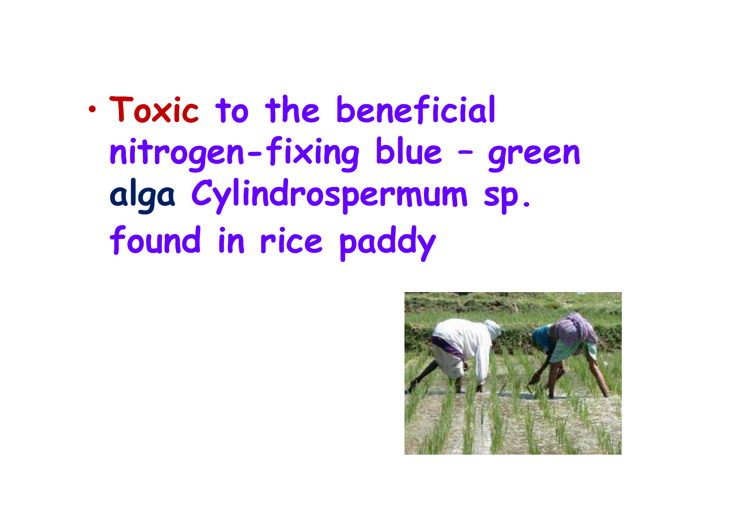- **Toxic** to the beneficial nitrogen-fixing blue – green alga *Cylindrospermum* sp. found in rice paddy